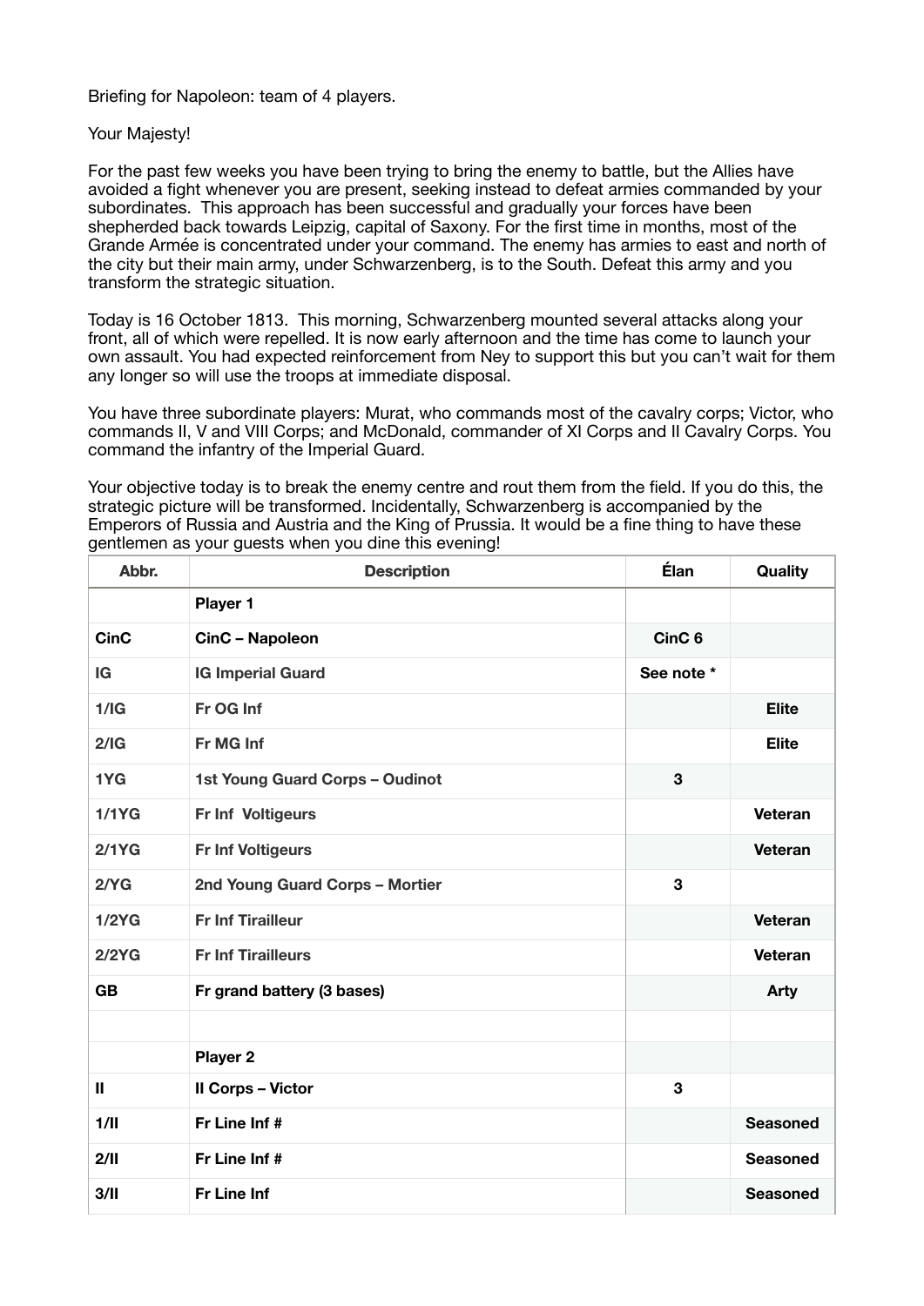Briefing for Napoleon: team of 4 players.

Your Majesty!

For the past few weeks you have been trying to bring the enemy to battle, but the Allies have avoided a fight whenever you are present, seeking instead to defeat armies commanded by your subordinates. This approach has been successful and gradually your forces have been shepherded back towards Leipzig, capital of Saxony. For the first time in months, most of the Grande Armée is concentrated under your command. The enemy has armies to east and north of the city but their main army, under Schwarzenberg, is to the South. Defeat this army and you transform the strategic situation.

Today is 16 October 1813. This morning, Schwarzenberg mounted several attacks along your front, all of which were repelled. It is now early afternoon and the time has come to launch your own assault. You had expected reinforcement from Ney to support this but you can't wait for them any longer so will use the troops at immediate disposal.

You have three subordinate players: Murat, who commands most of the cavalry corps; Victor, who commands II, V and VIII Corps; and McDonald, commander of XI Corps and II Cavalry Corps. You command the infantry of the Imperial Guard.

Your objective today is to break the enemy centre and rout them from the field. If you do this, the strategic picture will be transformed. Incidentally, Schwarzenberg is accompanied by the Emperors of Russia and Austria and the King of Prussia. It would be a fine thing to have these gentlemen as your guests when you dine this evening!

| Abbr. | Description | Élan | Quality |
|---|---|---|---|
| | **Player 1** | | |
| **CinC** | **CinC – Napoleon** | **CinC 6** | |
| **IG** | **IG Imperial Guard** | **See note *** | |
| **1/IG** | **Fr OG Inf** | | **Elite** |
| **2/IG** | **Fr MG Inf** | | **Elite** |
| **1YG** | **1st Young Guard Corps – Oudinot** | **3** | |
| **1/1YG** | **Fr Inf Voltigeurs** | | **Veteran** |
| **2/1YG** | **Fr Inf Voltigeurs** | | **Veteran** |
| **2/YG** | **2nd Young Guard Corps – Mortier** | **3** | |
| **1/2YG** | **Fr Inf Tirailleur** | | **Veteran** |
| **2/2YG** | **Fr Inf Tirailleurs** | | **Veteran** |
| **GB** | **Fr grand battery (3 bases)** | | **Arty** |
| | | | |
| | **Player 2** | | |
| **II** | **II Corps – Victor** | **3** | |
| **1/II** | **Fr Line Inf #** | | **Seasoned** |
| **2/II** | **Fr Line Inf #** | | **Seasoned** |
| **3/II** | **Fr Line Inf** | | **Seasoned** |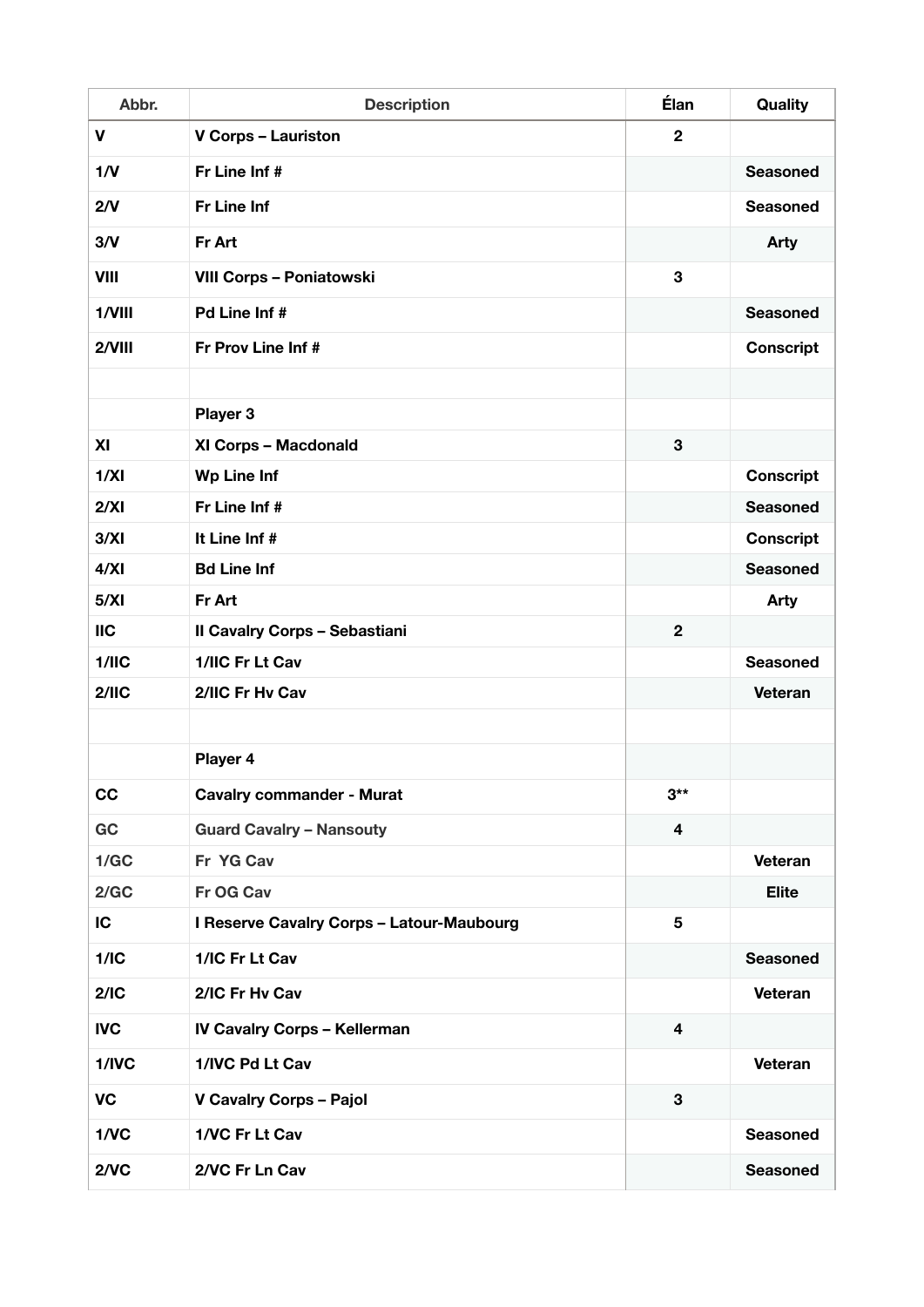| Abbr. | Description | Élan | Quality |
|---|---|---|---|
| **V** | **V Corps – Lauriston** | **2** | |
| **1/V** | **Fr Line Inf #** | | **Seasoned** |
| **2/V** | **Fr Line Inf** | | **Seasoned** |
| **3/V** | **Fr Art** | | **Arty** |
| **VIII** | **VIII Corps – Poniatowski** | **3** | |
| **1/VIII** | **Pd Line Inf #** | | **Seasoned** |
| **2/VIII** | **Fr Prov Line Inf #** | | **Conscript** |
| | | | |
| | **Player 3** | | |
| **XI** | **XI Corps – Macdonald** | **3** | |
| **1/XI** | **Wp Line Inf** | | **Conscript** |
| **2/XI** | **Fr Line Inf #** | | **Seasoned** |
| **3/XI** | **It Line Inf #** | | **Conscript** |
| **4/XI** | **Bd Line Inf** | | **Seasoned** |
| **5/XI** | **Fr Art** | | **Arty** |
| **IIC** | **II Cavalry Corps – Sebastiani** | **2** | |
| **1/IIC** | **1/IIC Fr Lt Cav** | | **Seasoned** |
| **2/IIC** | **2/IIC Fr Hv Cav** | | **Veteran** |
| | | | |
| | **Player 4** | | |
| **CC** | **Cavalry commander - Murat** | **3**** | |
| **GC** | **Guard Cavalry – Nansouty** | **4** | |
| **1/GC** | **Fr YG Cav** | | **Veteran** |
| **2/GC** | **Fr OG Cav** | | **Elite** |
| **IC** | **I Reserve Cavalry Corps – Latour-Maubourg** | **5** | |
| **1/IC** | **1/IC Fr Lt Cav** | | **Seasoned** |
| **2/IC** | **2/IC Fr Hv Cav** | | **Veteran** |
| **IVC** | **IV Cavalry Corps – Kellerman** | **4** | |
| **1/IVC** | **1/IVC Pd Lt Cav** | | **Veteran** |
| **VC** | **V Cavalry Corps – Pajol** | **3** | |
| **1/VC** | **1/VC Fr Lt Cav** | | **Seasoned** |
| **2/VC** | **2/VC Fr Ln Cav** | | **Seasoned** |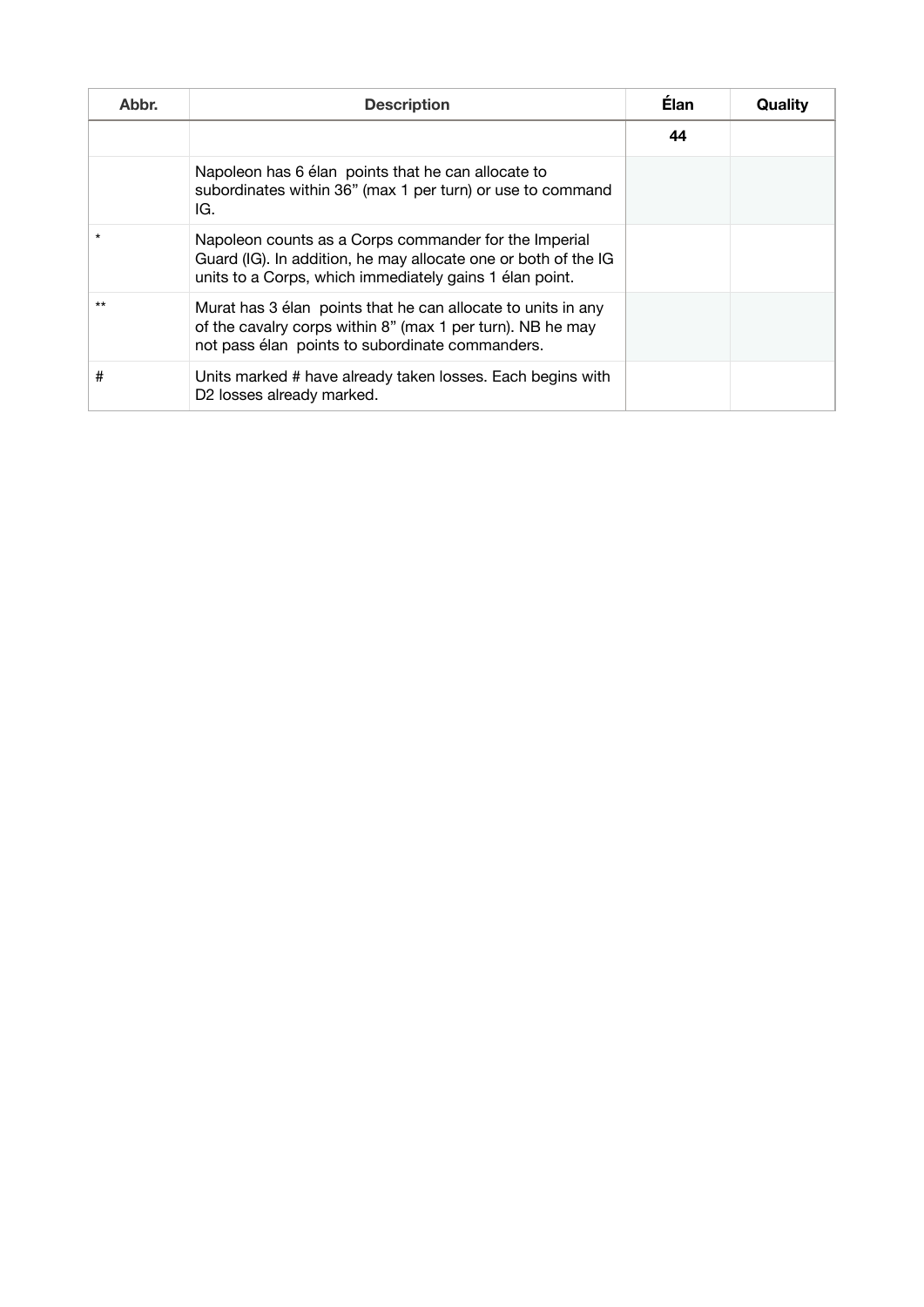| Abbr. | Description | Élan | Quality |
|---|---|---|---|
| | | **44** | |
| | Napoleon has 6 élan points that he can allocate to subordinates within 36" (max 1 per turn) or use to command IG. | | |
| * | Napoleon counts as a Corps commander for the Imperial Guard (IG). In addition, he may allocate one or both of the IG units to a Corps, which immediately gains 1 élan point. | | |
| ** | Murat has 3 élan points that he can allocate to units in any of the cavalry corps within 8" (max 1 per turn). NB he may not pass élan points to subordinate commanders. | | |
| # | Units marked # have already taken losses. Each begins with D2 losses already marked. | | |